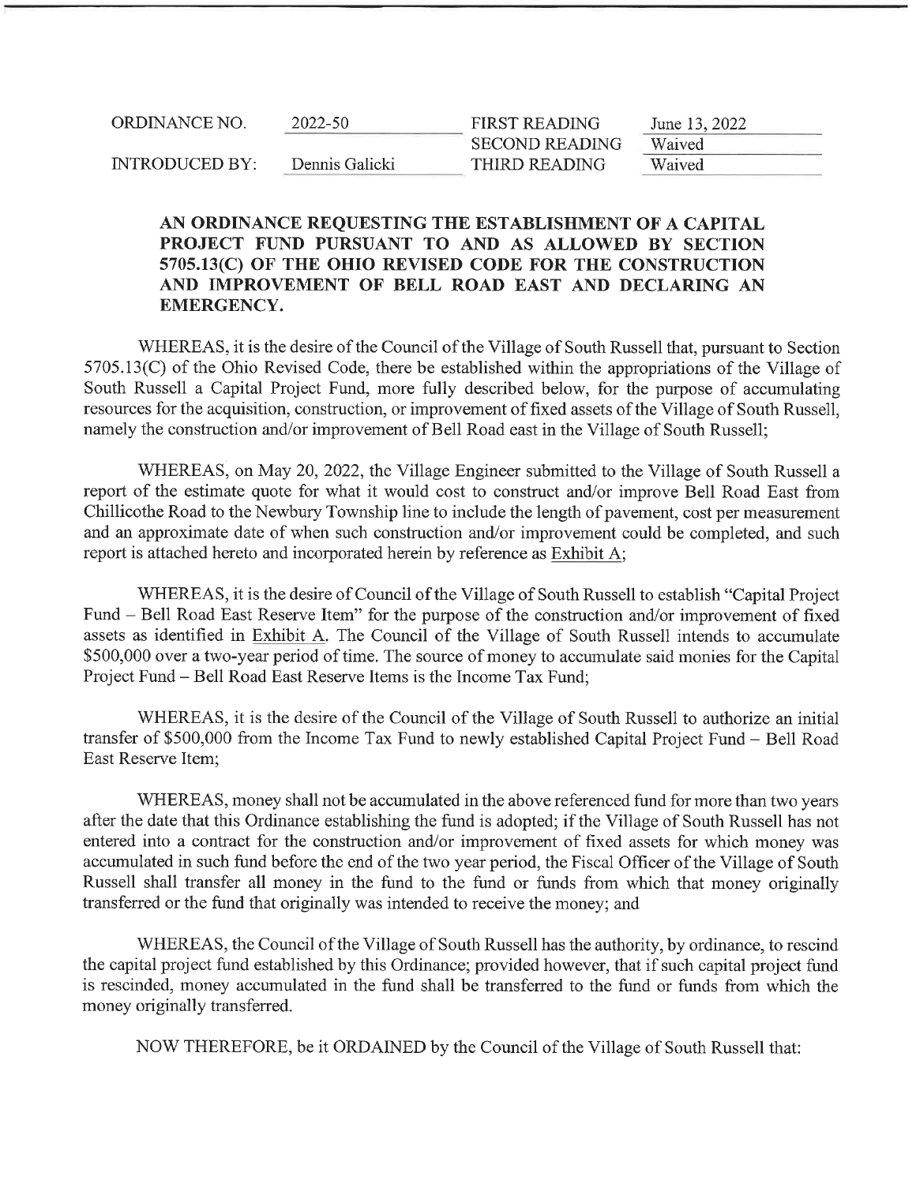| ORDINANCE NO. | 2022-50 | FIRST READING | June 13, 2022 |
|---|---|---|---|
| | | SECOND READING | Waived |
| INTRODUCED BY: | Dennis Galicki | THIRD READING | Waived |

**AN ORDINANCE REQUESTING THE ESTABLISHMENT OF A CAPITAL PROJECT FUND PURSUANT TO AND AS ALLOWED BY SECTION 5705.13(C) OF THE OHIO REVISED CODE FOR THE CONSTRUCTION AND IMPROVEMENT OF BELL ROAD EAST AND DECLARING AN EMERGENCY.**

WHEREAS, it is the desire of the Council of the Village of South Russell that, pursuant to Section 5705.13(C) of the Ohio Revised Code, there be established within the appropriations of the Village of South Russell a Capital Project Fund, more fully described below, for the purpose of accumulating resources for the acquisition, construction, or improvement of fixed assets of the Village of South Russell, namely the construction and/or improvement of Bell Road east in the Village of South Russell;

WHEREAS, on May 20, 2022, the Village Engineer submitted to the Village of South Russell a report of the estimate quote for what it would cost to construct and/or improve Bell Road East from Chillicothe Road to the Newbury Township line to include the length of pavement, cost per measurement and an approximate date of when such construction and/or improvement could be completed, and such report is attached hereto and incorporated herein by reference as Exhibit A;

WHEREAS, it is the desire of Council of the Village of South Russell to establish "Capital Project Fund – Bell Road East Reserve Item" for the purpose of the construction and/or improvement of fixed assets as identified in Exhibit A. The Council of the Village of South Russell intends to accumulate $500,000 over a two-year period of time. The source of money to accumulate said monies for the Capital Project Fund – Bell Road East Reserve Items is the Income Tax Fund;

WHEREAS, it is the desire of the Council of the Village of South Russell to authorize an initial transfer of $500,000 from the Income Tax Fund to newly established Capital Project Fund – Bell Road East Reserve Item;

WHEREAS, money shall not be accumulated in the above referenced fund for more than two years after the date that this Ordinance establishing the fund is adopted; if the Village of South Russell has not entered into a contract for the construction and/or improvement of fixed assets for which money was accumulated in such fund before the end of the two year period, the Fiscal Officer of the Village of South Russell shall transfer all money in the fund to the fund or funds from which that money originally transferred or the fund that originally was intended to receive the money; and

WHEREAS, the Council of the Village of South Russell has the authority, by ordinance, to rescind the capital project fund established by this Ordinance; provided however, that if such capital project fund is rescinded, money accumulated in the fund shall be transferred to the fund or funds from which the money originally transferred.

NOW THEREFORE, be it ORDAINED by the Council of the Village of South Russell that: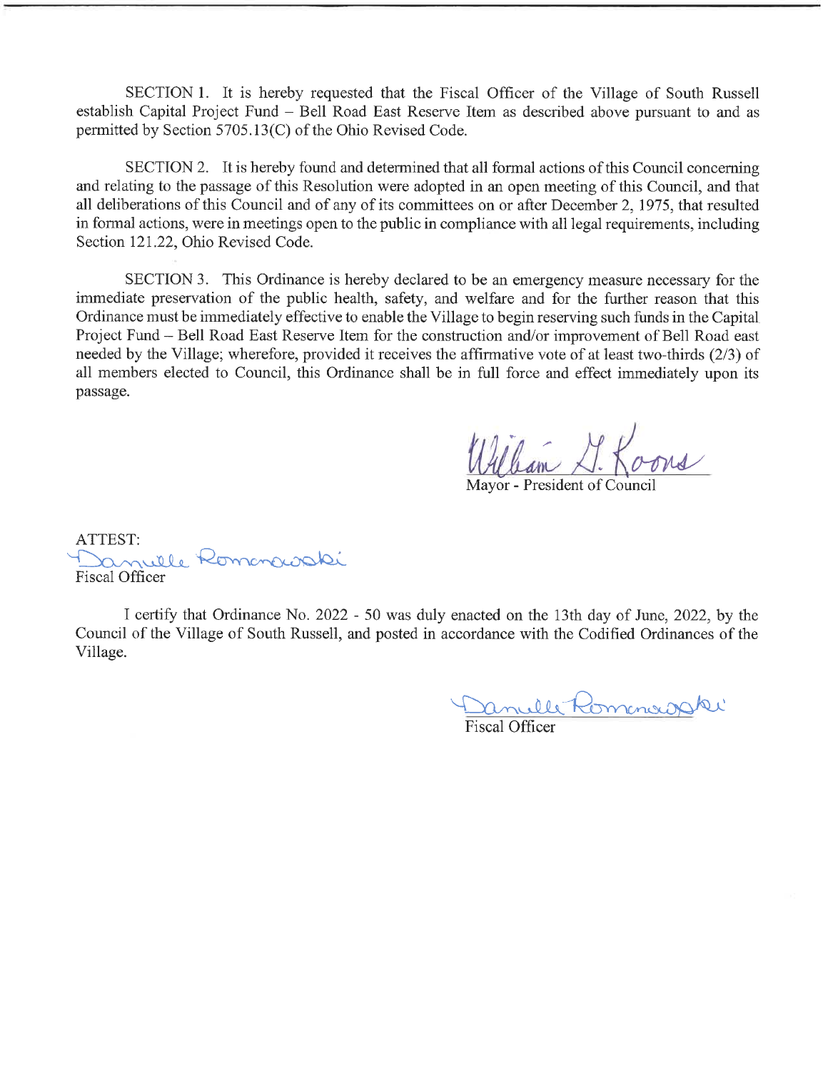SECTION 1. It is hereby requested that the Fiscal Officer of the Village of South Russell establish Capital Project Fund – Bell Road East Reserve Item as described above pursuant to and as permitted by Section 5705.13(C) of the Ohio Revised Code.

SECTION 2. It is hereby found and determined that all formal actions of this Council concerning and relating to the passage of this Resolution were adopted in an open meeting of this Council, and that all deliberations of this Council and of any of its committees on or after December 2, 1975, that resulted in formal actions, were in meetings open to the public in compliance with all legal requirements, including Section 121.22, Ohio Revised Code.

SECTION 3. This Ordinance is hereby declared to be an emergency measure necessary for the immediate preservation of the public health, safety, and welfare and for the further reason that this Ordinance must be immediately effective to enable the Village to begin reserving such funds in the Capital Project Fund – Bell Road East Reserve Item for the construction and/or improvement of Bell Road east needed by the Village; wherefore, provided it receives the affirmative vote of at least two-thirds (2/3) of all members elected to Council, this Ordinance shall be in full force and effect immediately upon its passage.

William G. Koons
Mayor - President of Council

ATTEST:
Danielle Romanowski
Fiscal Officer

I certify that Ordinance No. 2022 - 50 was duly enacted on the 13th day of June, 2022, by the Council of the Village of South Russell, and posted in accordance with the Codified Ordinances of the Village.

Danielle Romanowski
Fiscal Officer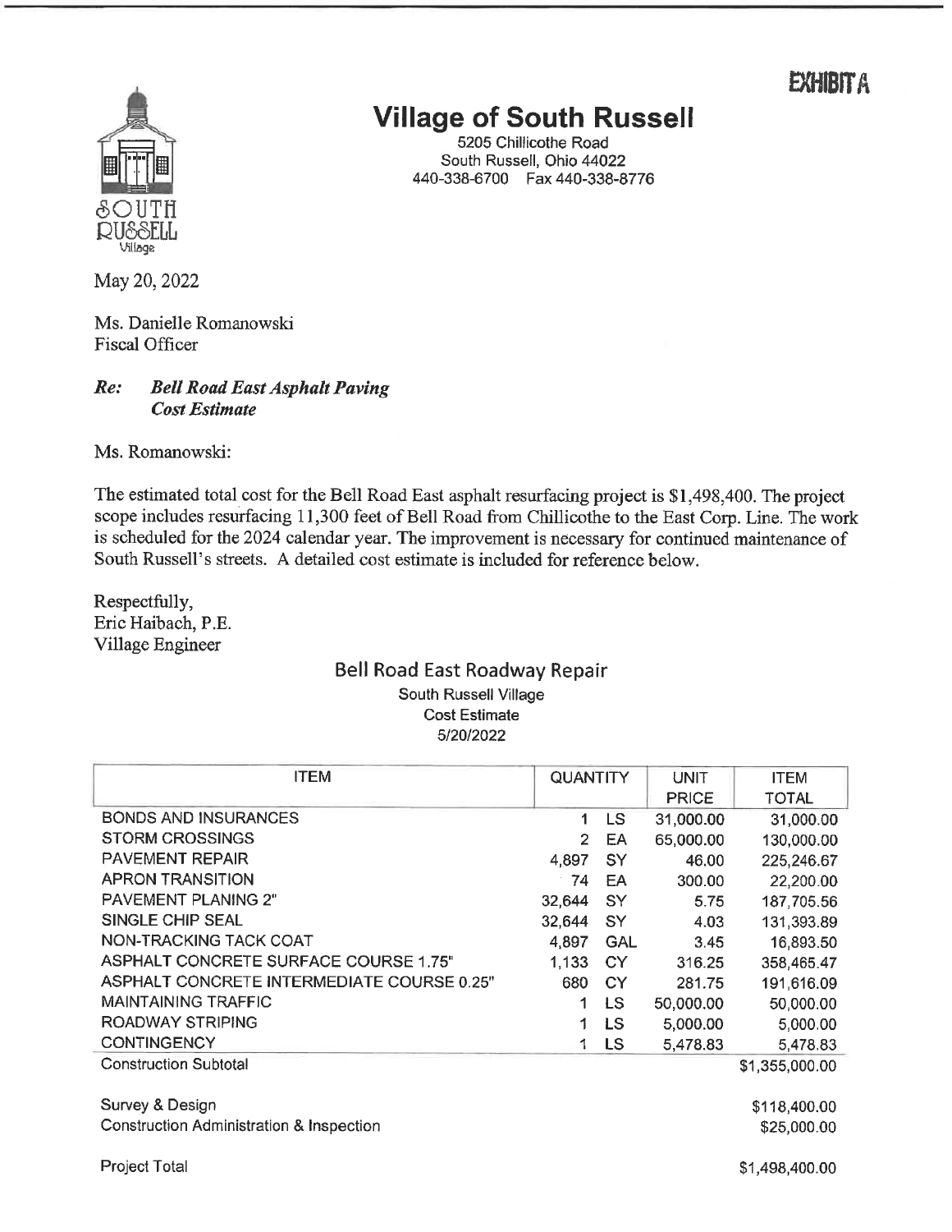EXHIBIT A

# Village of South Russell

5205 Chillicothe Road
South Russell, Ohio 44022
440-338-6700 Fax 440-338-8776

SOUTH RUSSELL Village

May 20, 2022

Ms. Danielle Romanowski
Fiscal Officer

***Re: Bell Road East Asphalt Paving***
***Cost Estimate***

Ms. Romanowski:

The estimated total cost for the Bell Road East asphalt resurfacing project is $1,498,400. The project scope includes resurfacing 11,300 feet of Bell Road from Chillicothe to the East Corp. Line. The work is scheduled for the 2024 calendar year. The improvement is necessary for continued maintenance of South Russell's streets. A detailed cost estimate is included for reference below.

Respectfully,
Eric Haibach, P.E.
Village Engineer

## Bell Road East Roadway Repair

South Russell Village
Cost Estimate
5/20/2022

| ITEM | QUANTITY | | UNIT PRICE | ITEM TOTAL |
|---|---|---|---|---|
| BONDS AND INSURANCES | 1 | LS | 31,000.00 | 31,000.00 |
| STORM CROSSINGS | 2 | EA | 65,000.00 | 130,000.00 |
| PAVEMENT REPAIR | 4,897 | SY | 46.00 | 225,246.67 |
| APRON TRANSITION | 74 | EA | 300.00 | 22,200.00 |
| PAVEMENT PLANING 2" | 32,644 | SY | 5.75 | 187,705.56 |
| SINGLE CHIP SEAL | 32,644 | SY | 4.03 | 131,393.89 |
| NON-TRACKING TACK COAT | 4,897 | GAL | 3.45 | 16,893.50 |
| ASPHALT CONCRETE SURFACE COURSE 1.75" | 1,133 | CY | 316.25 | 358,465.47 |
| ASPHALT CONCRETE INTERMEDIATE COURSE 0.25" | 680 | CY | 281.75 | 191,616.09 |
| MAINTAINING TRAFFIC | 1 | LS | 50,000.00 | 50,000.00 |
| ROADWAY STRIPING | 1 | LS | 5,000.00 | 5,000.00 |
| CONTINGENCY | 1 | LS | 5,478.83 | 5,478.83 |
| Construction Subtotal | | | | $1,355,000.00 |
| Survey & Design | | | | $118,400.00 |
| Construction Administration & Inspection | | | | $25,000.00 |
| Project Total | | | | $1,498,400.00 |